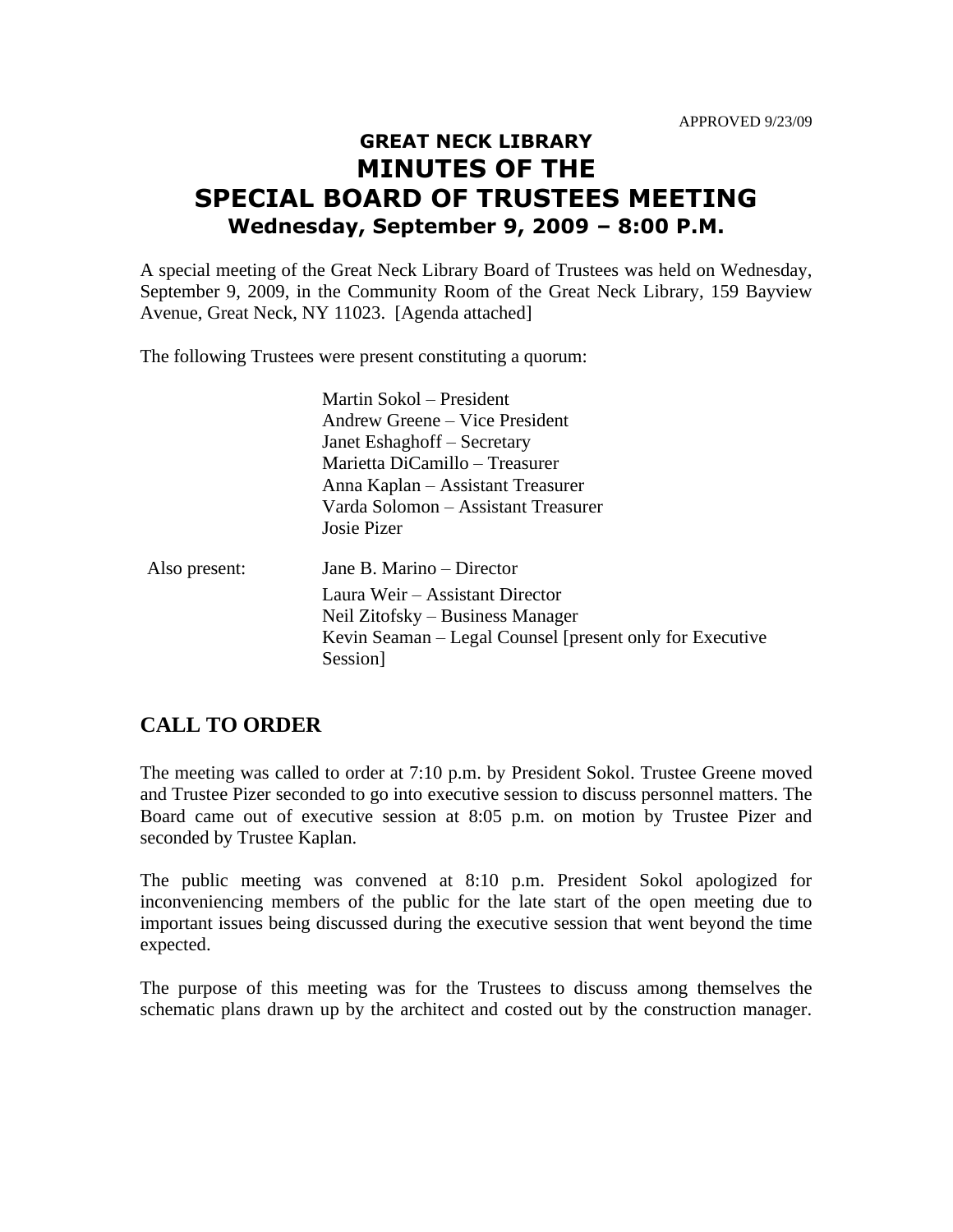APPROVED 9/23/09

# GREAT NECK LIBRARY
# MINUTES OF THE
# SPECIAL BOARD OF TRUSTEES MEETING
### Wednesday, September 9, 2009 – 8:00 P.M.

A special meeting of the Great Neck Library Board of Trustees was held on Wednesday, September 9, 2009, in the Community Room of the Great Neck Library, 159 Bayview Avenue, Great Neck, NY 11023. [Agenda attached]

The following Trustees were present constituting a quorum:

Martin Sokol – President
Andrew Greene – Vice President
Janet Eshaghoff – Secretary
Marietta DiCamillo – Treasurer
Anna Kaplan – Assistant Treasurer
Varda Solomon – Assistant Treasurer
Josie Pizer

Also present:

Jane B. Marino – Director
Laura Weir – Assistant Director
Neil Zitofsky – Business Manager
Kevin Seaman – Legal Counsel [present only for Executive Session]

## CALL TO ORDER

The meeting was called to order at 7:10 p.m. by President Sokol. Trustee Greene moved and Trustee Pizer seconded to go into executive session to discuss personnel matters. The Board came out of executive session at 8:05 p.m. on motion by Trustee Pizer and seconded by Trustee Kaplan.

The public meeting was convened at 8:10 p.m. President Sokol apologized for inconveniencing members of the public for the late start of the open meeting due to important issues being discussed during the executive session that went beyond the time expected.

The purpose of this meeting was for the Trustees to discuss among themselves the schematic plans drawn up by the architect and costed out by the construction manager.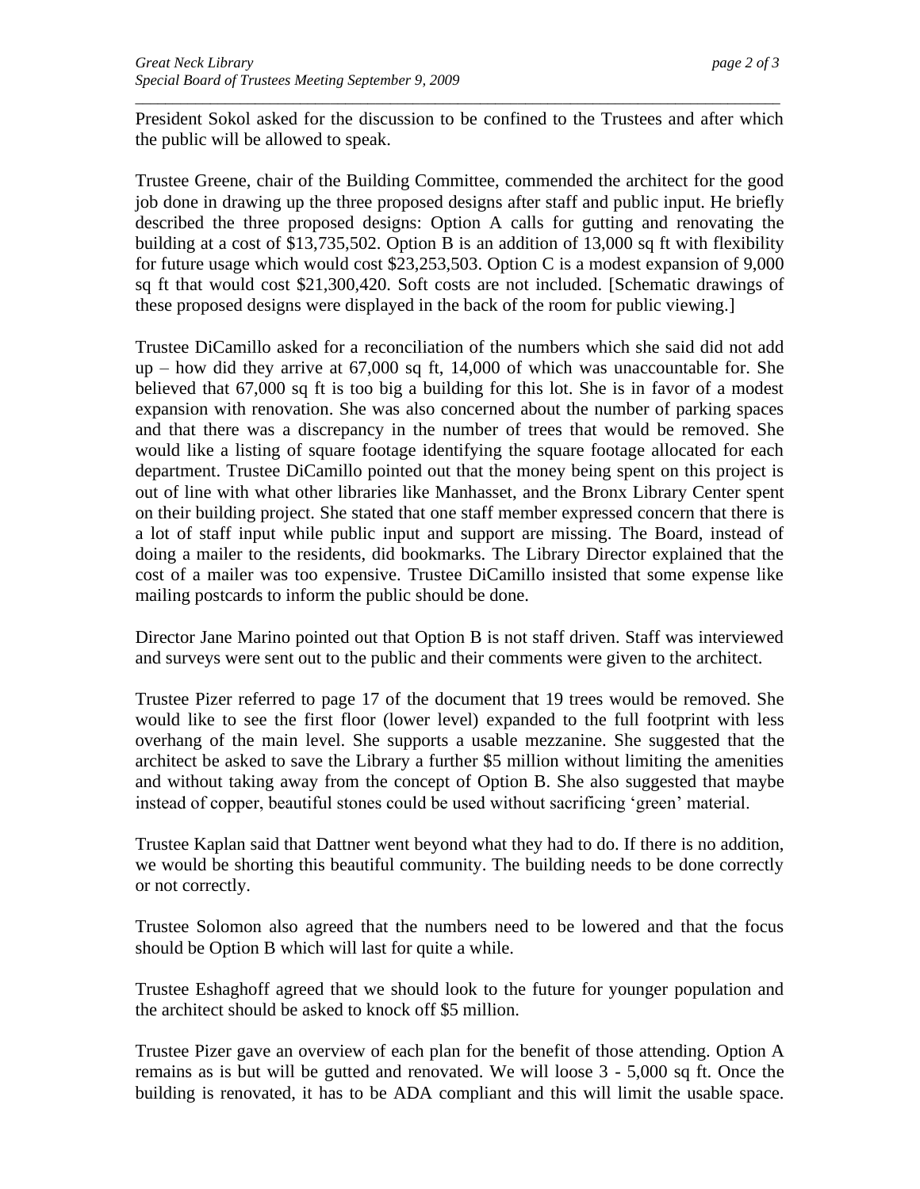President Sokol asked for the discussion to be confined to the Trustees and after which the public will be allowed to speak.

Trustee Greene, chair of the Building Committee, commended the architect for the good job done in drawing up the three proposed designs after staff and public input. He briefly described the three proposed designs: Option A calls for gutting and renovating the building at a cost of $13,735,502. Option B is an addition of 13,000 sq ft with flexibility for future usage which would cost $23,253,503. Option C is a modest expansion of 9,000 sq ft that would cost $21,300,420. Soft costs are not included. [Schematic drawings of these proposed designs were displayed in the back of the room for public viewing.]

Trustee DiCamillo asked for a reconciliation of the numbers which she said did not add up – how did they arrive at 67,000 sq ft, 14,000 of which was unaccountable for. She believed that 67,000 sq ft is too big a building for this lot. She is in favor of a modest expansion with renovation. She was also concerned about the number of parking spaces and that there was a discrepancy in the number of trees that would be removed. She would like a listing of square footage identifying the square footage allocated for each department. Trustee DiCamillo pointed out that the money being spent on this project is out of line with what other libraries like Manhasset, and the Bronx Library Center spent on their building project. She stated that one staff member expressed concern that there is a lot of staff input while public input and support are missing. The Board, instead of doing a mailer to the residents, did bookmarks. The Library Director explained that the cost of a mailer was too expensive. Trustee DiCamillo insisted that some expense like mailing postcards to inform the public should be done.

Director Jane Marino pointed out that Option B is not staff driven. Staff was interviewed and surveys were sent out to the public and their comments were given to the architect.

Trustee Pizer referred to page 17 of the document that 19 trees would be removed. She would like to see the first floor (lower level) expanded to the full footprint with less overhang of the main level. She supports a usable mezzanine. She suggested that the architect be asked to save the Library a further $5 million without limiting the amenities and without taking away from the concept of Option B. She also suggested that maybe instead of copper, beautiful stones could be used without sacrificing 'green' material.

Trustee Kaplan said that Dattner went beyond what they had to do. If there is no addition, we would be shorting this beautiful community. The building needs to be done correctly or not correctly.

Trustee Solomon also agreed that the numbers need to be lowered and that the focus should be Option B which will last for quite a while.

Trustee Eshaghoff agreed that we should look to the future for younger population and the architect should be asked to knock off $5 million.

Trustee Pizer gave an overview of each plan for the benefit of those attending. Option A remains as is but will be gutted and renovated. We will loose 3 - 5,000 sq ft. Once the building is renovated, it has to be ADA compliant and this will limit the usable space.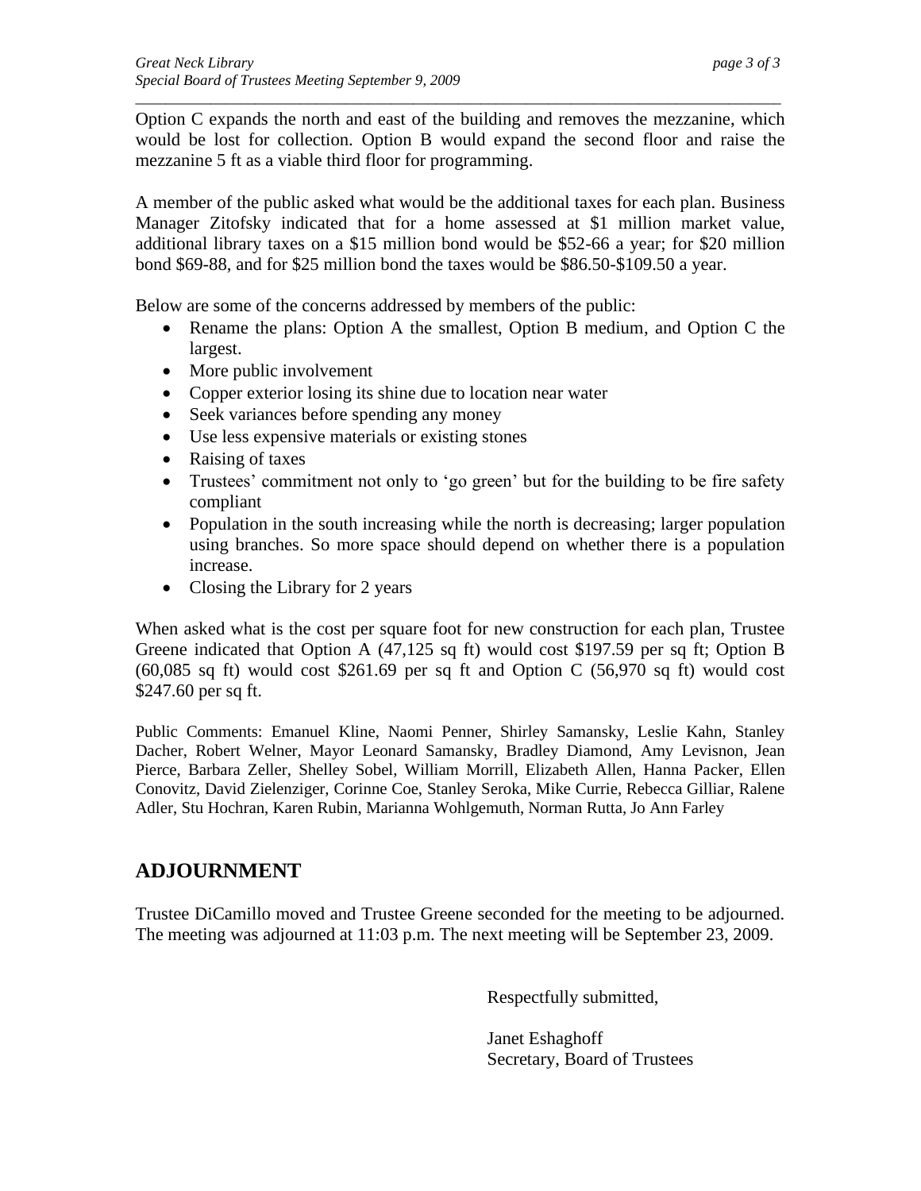Option C expands the north and east of the building and removes the mezzanine, which would be lost for collection. Option B would expand the second floor and raise the mezzanine 5 ft as a viable third floor for programming.

A member of the public asked what would be the additional taxes for each plan. Business Manager Zitofsky indicated that for a home assessed at $1 million market value, additional library taxes on a $15 million bond would be $52-66 a year; for $20 million bond $69-88, and for $25 million bond the taxes would be $86.50-$109.50 a year.

Below are some of the concerns addressed by members of the public:

- Rename the plans: Option A the smallest, Option B medium, and Option C the largest.
- More public involvement
- Copper exterior losing its shine due to location near water
- Seek variances before spending any money
- Use less expensive materials or existing stones
- Raising of taxes
- Trustees' commitment not only to 'go green' but for the building to be fire safety compliant
- Population in the south increasing while the north is decreasing; larger population using branches. So more space should depend on whether there is a population increase.
- Closing the Library for 2 years

When asked what is the cost per square foot for new construction for each plan, Trustee Greene indicated that Option A (47,125 sq ft) would cost $197.59 per sq ft; Option B (60,085 sq ft) would cost $261.69 per sq ft and Option C (56,970 sq ft) would cost $247.60 per sq ft.

Public Comments: Emanuel Kline, Naomi Penner, Shirley Samansky, Leslie Kahn, Stanley Dacher, Robert Welner, Mayor Leonard Samansky, Bradley Diamond, Amy Levisnon, Jean Pierce, Barbara Zeller, Shelley Sobel, William Morrill, Elizabeth Allen, Hanna Packer, Ellen Conovitz, David Zielenziger, Corinne Coe, Stanley Seroka, Mike Currie, Rebecca Gilliar, Ralene Adler, Stu Hochran, Karen Rubin, Marianna Wohlgemuth, Norman Rutta, Jo Ann Farley

## ADJOURNMENT

Trustee DiCamillo moved and Trustee Greene seconded for the meeting to be adjourned. The meeting was adjourned at 11:03 p.m. The next meeting will be September 23, 2009.

Respectfully submitted,

Janet Eshaghoff
Secretary, Board of Trustees